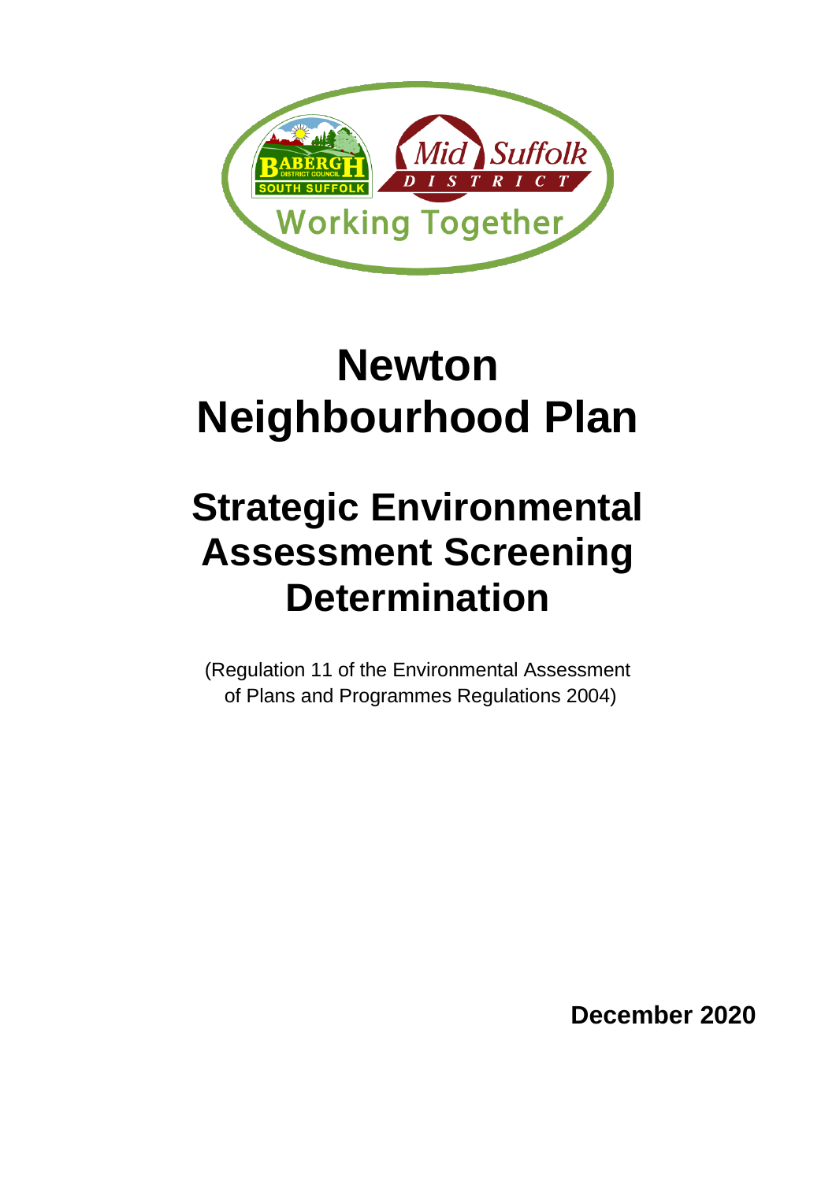# Newton Neighbourhood Plan

## Strategic Environmental Assessment Screening Determination

(Regulation 11 of the Environmental Assessment of Plans and Programmes Regulations 2004)

**December 2020**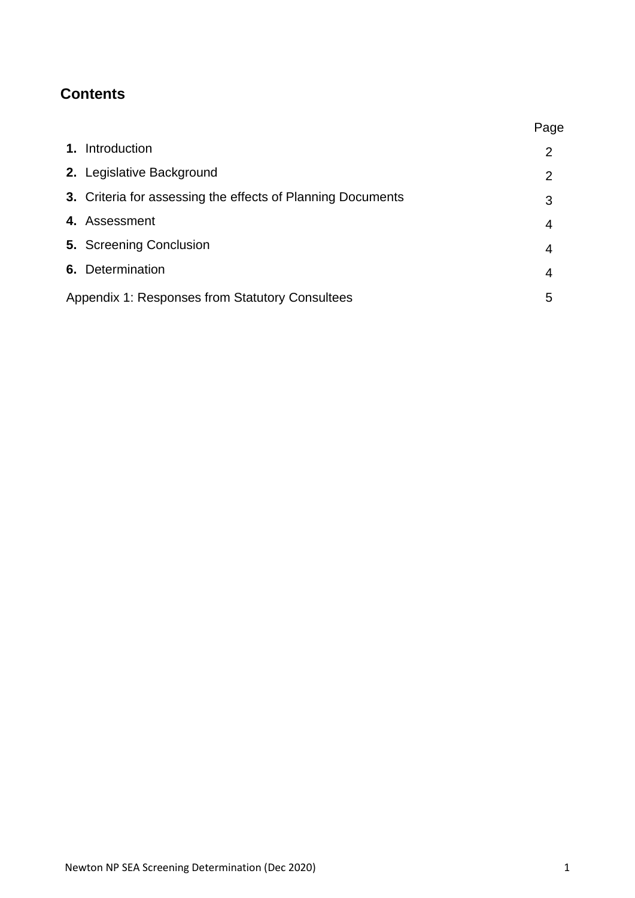## Contents

| | Page |
|---|---|
| **1.** Introduction | 2 |
| **2.** Legislative Background | 2 |
| **3.** Criteria for assessing the effects of Planning Documents | 3 |
| **4.** Assessment | 4 |
| **5.** Screening Conclusion | 4 |
| **6.** Determination | 4 |
| Appendix 1: Responses from Statutory Consultees | 5 |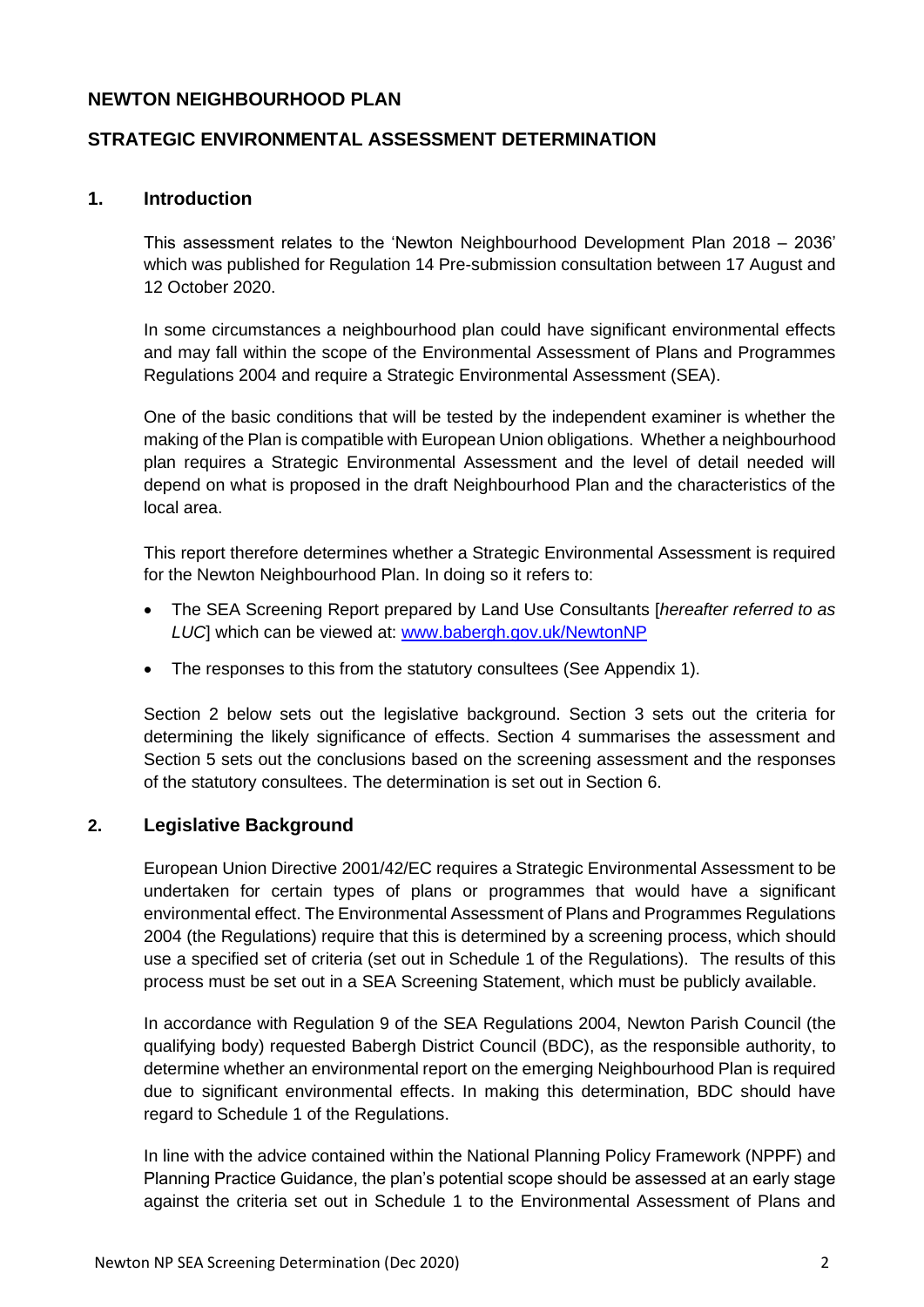## NEWTON NEIGHBOURHOOD PLAN

## STRATEGIC ENVIRONMENTAL ASSESSMENT DETERMINATION

## 1. Introduction

This assessment relates to the 'Newton Neighbourhood Development Plan 2018 – 2036' which was published for Regulation 14 Pre-submission consultation between 17 August and 12 October 2020.

In some circumstances a neighbourhood plan could have significant environmental effects and may fall within the scope of the Environmental Assessment of Plans and Programmes Regulations 2004 and require a Strategic Environmental Assessment (SEA).

One of the basic conditions that will be tested by the independent examiner is whether the making of the Plan is compatible with European Union obligations. Whether a neighbourhood plan requires a Strategic Environmental Assessment and the level of detail needed will depend on what is proposed in the draft Neighbourhood Plan and the characteristics of the local area.

This report therefore determines whether a Strategic Environmental Assessment is required for the Newton Neighbourhood Plan. In doing so it refers to:

- The SEA Screening Report prepared by Land Use Consultants [*hereafter referred to as LUC*] which can be viewed at: [www.babergh.gov.uk/NewtonNP](www.babergh.gov.uk/NewtonNP)
- The responses to this from the statutory consultees (See Appendix 1).

Section 2 below sets out the legislative background. Section 3 sets out the criteria for determining the likely significance of effects. Section 4 summarises the assessment and Section 5 sets out the conclusions based on the screening assessment and the responses of the statutory consultees. The determination is set out in Section 6.

## 2. Legislative Background

European Union Directive 2001/42/EC requires a Strategic Environmental Assessment to be undertaken for certain types of plans or programmes that would have a significant environmental effect. The Environmental Assessment of Plans and Programmes Regulations 2004 (the Regulations) require that this is determined by a screening process, which should use a specified set of criteria (set out in Schedule 1 of the Regulations). The results of this process must be set out in a SEA Screening Statement, which must be publicly available.

In accordance with Regulation 9 of the SEA Regulations 2004, Newton Parish Council (the qualifying body) requested Babergh District Council (BDC), as the responsible authority, to determine whether an environmental report on the emerging Neighbourhood Plan is required due to significant environmental effects. In making this determination, BDC should have regard to Schedule 1 of the Regulations.

In line with the advice contained within the National Planning Policy Framework (NPPF) and Planning Practice Guidance, the plan's potential scope should be assessed at an early stage against the criteria set out in Schedule 1 to the Environmental Assessment of Plans and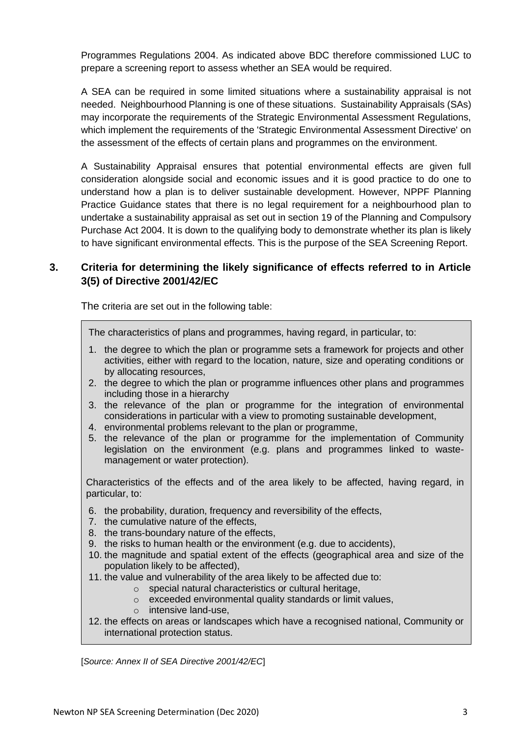Programmes Regulations 2004. As indicated above BDC therefore commissioned LUC to prepare a screening report to assess whether an SEA would be required.

A SEA can be required in some limited situations where a sustainability appraisal is not needed. Neighbourhood Planning is one of these situations. Sustainability Appraisals (SAs) may incorporate the requirements of the Strategic Environmental Assessment Regulations, which implement the requirements of the 'Strategic Environmental Assessment Directive' on the assessment of the effects of certain plans and programmes on the environment.

A Sustainability Appraisal ensures that potential environmental effects are given full consideration alongside social and economic issues and it is good practice to do one to understand how a plan is to deliver sustainable development. However, NPPF Planning Practice Guidance states that there is no legal requirement for a neighbourhood plan to undertake a sustainability appraisal as set out in section 19 of the Planning and Compulsory Purchase Act 2004. It is down to the qualifying body to demonstrate whether its plan is likely to have significant environmental effects. This is the purpose of the SEA Screening Report.

## 3. Criteria for determining the likely significance of effects referred to in Article 3(5) of Directive 2001/42/EC

The criteria are set out in the following table:

The characteristics of plans and programmes, having regard, in particular, to:

1. the degree to which the plan or programme sets a framework for projects and other activities, either with regard to the location, nature, size and operating conditions or by allocating resources,
2. the degree to which the plan or programme influences other plans and programmes including those in a hierarchy
3. the relevance of the plan or programme for the integration of environmental considerations in particular with a view to promoting sustainable development,
4. environmental problems relevant to the plan or programme,
5. the relevance of the plan or programme for the implementation of Community legislation on the environment (e.g. plans and programmes linked to waste-management or water protection).

Characteristics of the effects and of the area likely to be affected, having regard, in particular, to:

6. the probability, duration, frequency and reversibility of the effects,
7. the cumulative nature of the effects,
8. the trans-boundary nature of the effects,
9. the risks to human health or the environment (e.g. due to accidents),
10. the magnitude and spatial extent of the effects (geographical area and size of the population likely to be affected),
11. the value and vulnerability of the area likely to be affected due to:
    - special natural characteristics or cultural heritage,
    - exceeded environmental quality standards or limit values,
    - intensive land-use,
12. the effects on areas or landscapes which have a recognised national, Community or international protection status.

[*Source: Annex II of SEA Directive 2001/42/EC*]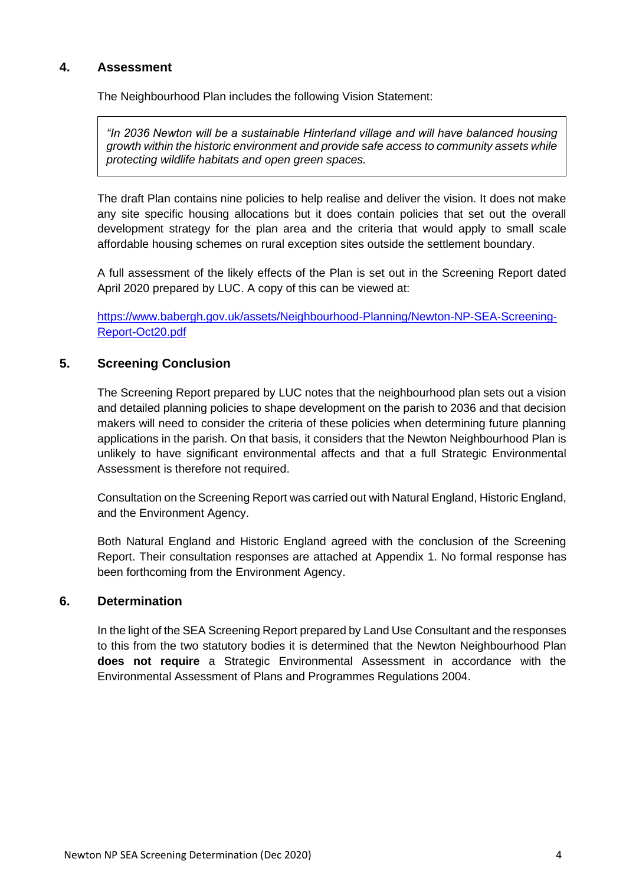## 4. Assessment

The Neighbourhood Plan includes the following Vision Statement:

> *"In 2036 Newton will be a sustainable Hinterland village and will have balanced housing growth within the historic environment and provide safe access to community assets while protecting wildlife habitats and open green spaces.*

The draft Plan contains nine policies to help realise and deliver the vision. It does not make any site specific housing allocations but it does contain policies that set out the overall development strategy for the plan area and the criteria that would apply to small scale affordable housing schemes on rural exception sites outside the settlement boundary.

A full assessment of the likely effects of the Plan is set out in the Screening Report dated April 2020 prepared by LUC. A copy of this can be viewed at:

[https://www.babergh.gov.uk/assets/Neighbourhood-Planning/Newton-NP-SEA-Screening-Report-Oct20.pdf](https://www.babergh.gov.uk/assets/Neighbourhood-Planning/Newton-NP-SEA-Screening-Report-Oct20.pdf)

## 5. Screening Conclusion

The Screening Report prepared by LUC notes that the neighbourhood plan sets out a vision and detailed planning policies to shape development on the parish to 2036 and that decision makers will need to consider the criteria of these policies when determining future planning applications in the parish. On that basis, it considers that the Newton Neighbourhood Plan is unlikely to have significant environmental affects and that a full Strategic Environmental Assessment is therefore not required.

Consultation on the Screening Report was carried out with Natural England, Historic England, and the Environment Agency.

Both Natural England and Historic England agreed with the conclusion of the Screening Report. Their consultation responses are attached at Appendix 1. No formal response has been forthcoming from the Environment Agency.

## 6. Determination

In the light of the SEA Screening Report prepared by Land Use Consultant and the responses to this from the two statutory bodies it is determined that the Newton Neighbourhood Plan **does not require** a Strategic Environmental Assessment in accordance with the Environmental Assessment of Plans and Programmes Regulations 2004.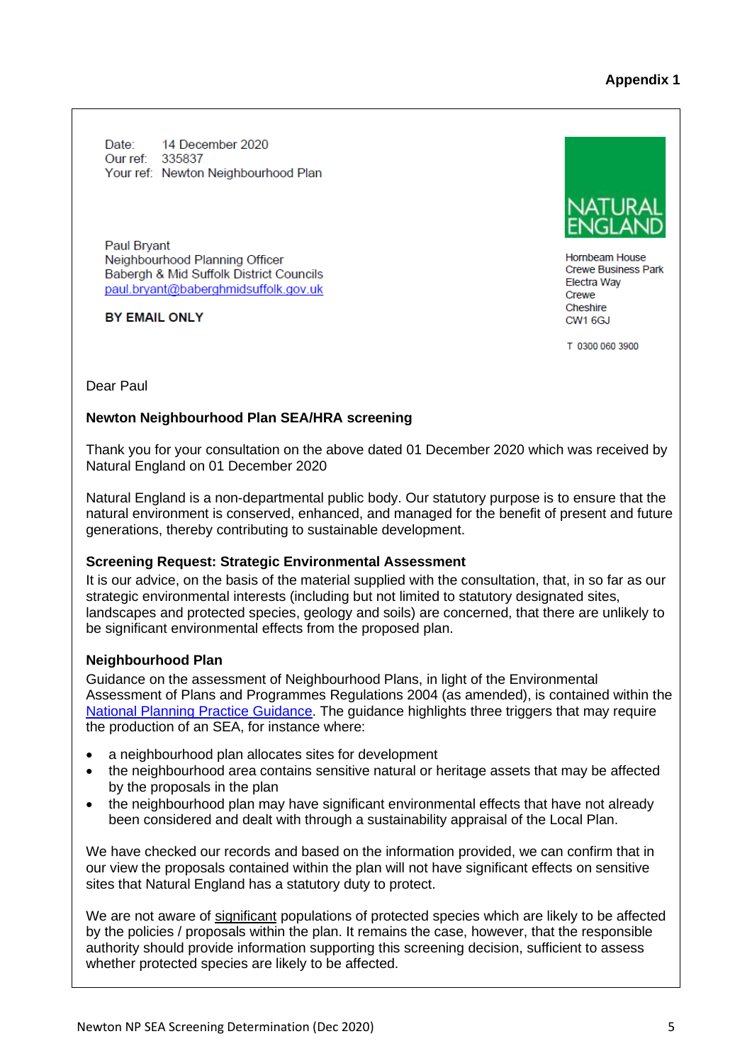**Appendix 1**

Date: 14 December 2020
Our ref: 335837
Your ref: Newton Neighbourhood Plan

Paul Bryant
Neighbourhood Planning Officer
Babergh & Mid Suffolk District Councils
paul.bryant@baberghmidsuffolk.gov.uk

**BY EMAIL ONLY**

NATURAL ENGLAND

Hornbeam House
Crewe Business Park
Electra Way
Crewe
Cheshire
CW1 6GJ

T 0300 060 3900

Dear Paul

**Newton Neighbourhood Plan SEA/HRA screening**

Thank you for your consultation on the above dated 01 December 2020 which was received by Natural England on 01 December 2020

Natural England is a non-departmental public body. Our statutory purpose is to ensure that the natural environment is conserved, enhanced, and managed for the benefit of present and future generations, thereby contributing to sustainable development.

**Screening Request: Strategic Environmental Assessment**

It is our advice, on the basis of the material supplied with the consultation, that, in so far as our strategic environmental interests (including but not limited to statutory designated sites, landscapes and protected species, geology and soils) are concerned, that there are unlikely to be significant environmental effects from the proposed plan.

**Neighbourhood Plan**

Guidance on the assessment of Neighbourhood Plans, in light of the Environmental Assessment of Plans and Programmes Regulations 2004 (as amended), is contained within the National Planning Practice Guidance. The guidance highlights three triggers that may require the production of an SEA, for instance where:

- a neighbourhood plan allocates sites for development
- the neighbourhood area contains sensitive natural or heritage assets that may be affected by the proposals in the plan
- the neighbourhood plan may have significant environmental effects that have not already been considered and dealt with through a sustainability appraisal of the Local Plan.

We have checked our records and based on the information provided, we can confirm that in our view the proposals contained within the plan will not have significant effects on sensitive sites that Natural England has a statutory duty to protect.

We are not aware of significant populations of protected species which are likely to be affected by the policies / proposals within the plan. It remains the case, however, that the responsible authority should provide information supporting this screening decision, sufficient to assess whether protected species are likely to be affected.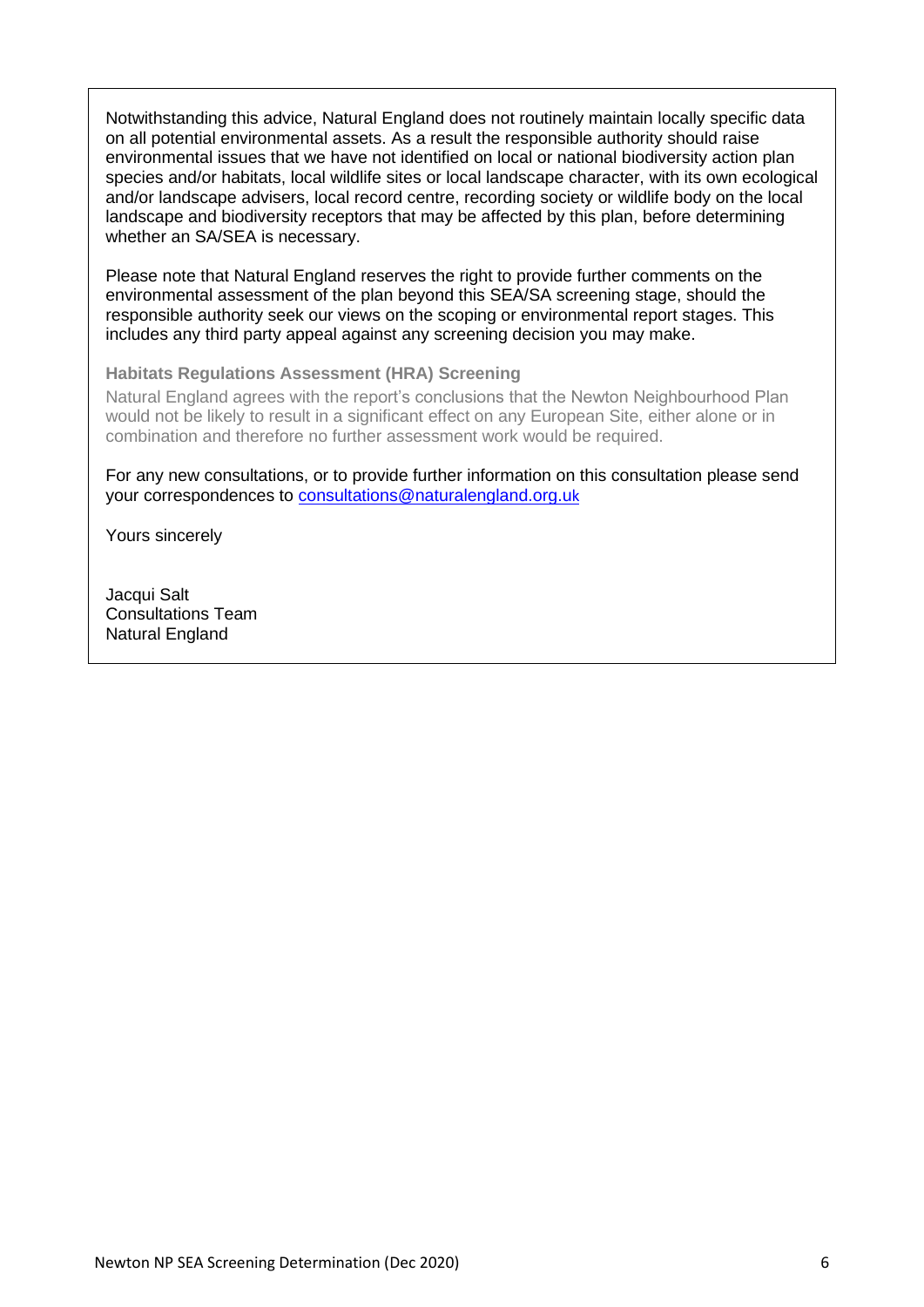Notwithstanding this advice, Natural England does not routinely maintain locally specific data on all potential environmental assets. As a result the responsible authority should raise environmental issues that we have not identified on local or national biodiversity action plan species and/or habitats, local wildlife sites or local landscape character, with its own ecological and/or landscape advisers, local record centre, recording society or wildlife body on the local landscape and biodiversity receptors that may be affected by this plan, before determining whether an SA/SEA is necessary.

Please note that Natural England reserves the right to provide further comments on the environmental assessment of the plan beyond this SEA/SA screening stage, should the responsible authority seek our views on the scoping or environmental report stages. This includes any third party appeal against any screening decision you may make.

**Habitats Regulations Assessment (HRA) Screening**

Natural England agrees with the report's conclusions that the Newton Neighbourhood Plan would not be likely to result in a significant effect on any European Site, either alone or in combination and therefore no further assessment work would be required.

For any new consultations, or to provide further information on this consultation please send your correspondences to consultations@naturalengland.org.uk

Yours sincerely

Jacqui Salt
Consultations Team
Natural England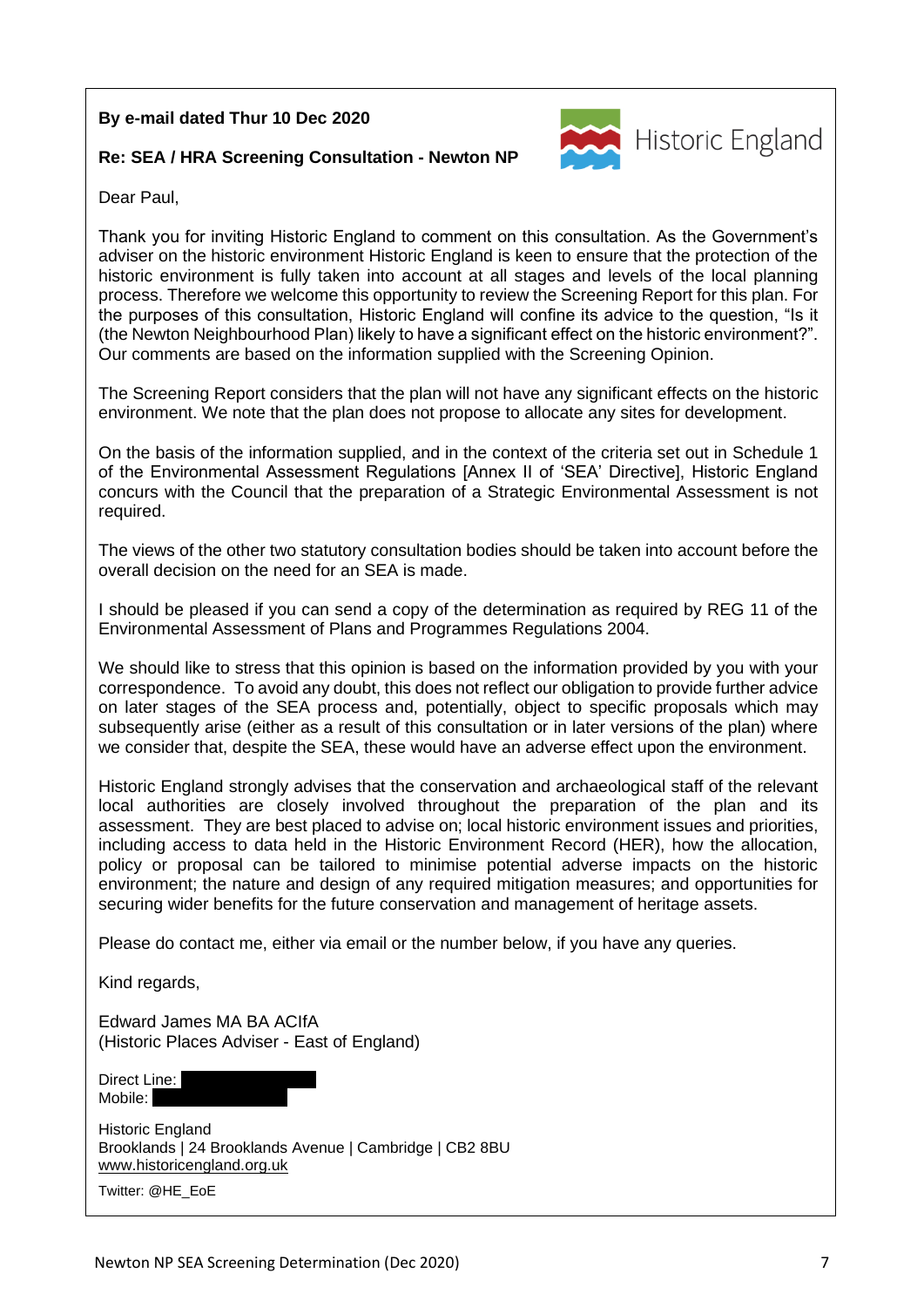**By e-mail dated Thur 10 Dec 2020**

**Re: SEA / HRA Screening Consultation - Newton NP**

Historic England

Dear Paul,

Thank you for inviting Historic England to comment on this consultation. As the Government's adviser on the historic environment Historic England is keen to ensure that the protection of the historic environment is fully taken into account at all stages and levels of the local planning process. Therefore we welcome this opportunity to review the Screening Report for this plan. For the purposes of this consultation, Historic England will confine its advice to the question, "Is it (the Newton Neighbourhood Plan) likely to have a significant effect on the historic environment?". Our comments are based on the information supplied with the Screening Opinion.

The Screening Report considers that the plan will not have any significant effects on the historic environment. We note that the plan does not propose to allocate any sites for development.

On the basis of the information supplied, and in the context of the criteria set out in Schedule 1 of the Environmental Assessment Regulations [Annex II of 'SEA' Directive], Historic England concurs with the Council that the preparation of a Strategic Environmental Assessment is not required.

The views of the other two statutory consultation bodies should be taken into account before the overall decision on the need for an SEA is made.

I should be pleased if you can send a copy of the determination as required by REG 11 of the Environmental Assessment of Plans and Programmes Regulations 2004.

We should like to stress that this opinion is based on the information provided by you with your correspondence. To avoid any doubt, this does not reflect our obligation to provide further advice on later stages of the SEA process and, potentially, object to specific proposals which may subsequently arise (either as a result of this consultation or in later versions of the plan) where we consider that, despite the SEA, these would have an adverse effect upon the environment.

Historic England strongly advises that the conservation and archaeological staff of the relevant local authorities are closely involved throughout the preparation of the plan and its assessment. They are best placed to advise on; local historic environment issues and priorities, including access to data held in the Historic Environment Record (HER), how the allocation, policy or proposal can be tailored to minimise potential adverse impacts on the historic environment; the nature and design of any required mitigation measures; and opportunities for securing wider benefits for the future conservation and management of heritage assets.

Please do contact me, either via email or the number below, if you have any queries.

Kind regards,

Edward James MA BA ACIfA
(Historic Places Adviser - East of England)

Direct Line:
Mobile:

Historic England
Brooklands | 24 Brooklands Avenue | Cambridge | CB2 8BU
www.historicengland.org.uk

Twitter: @HE_EoE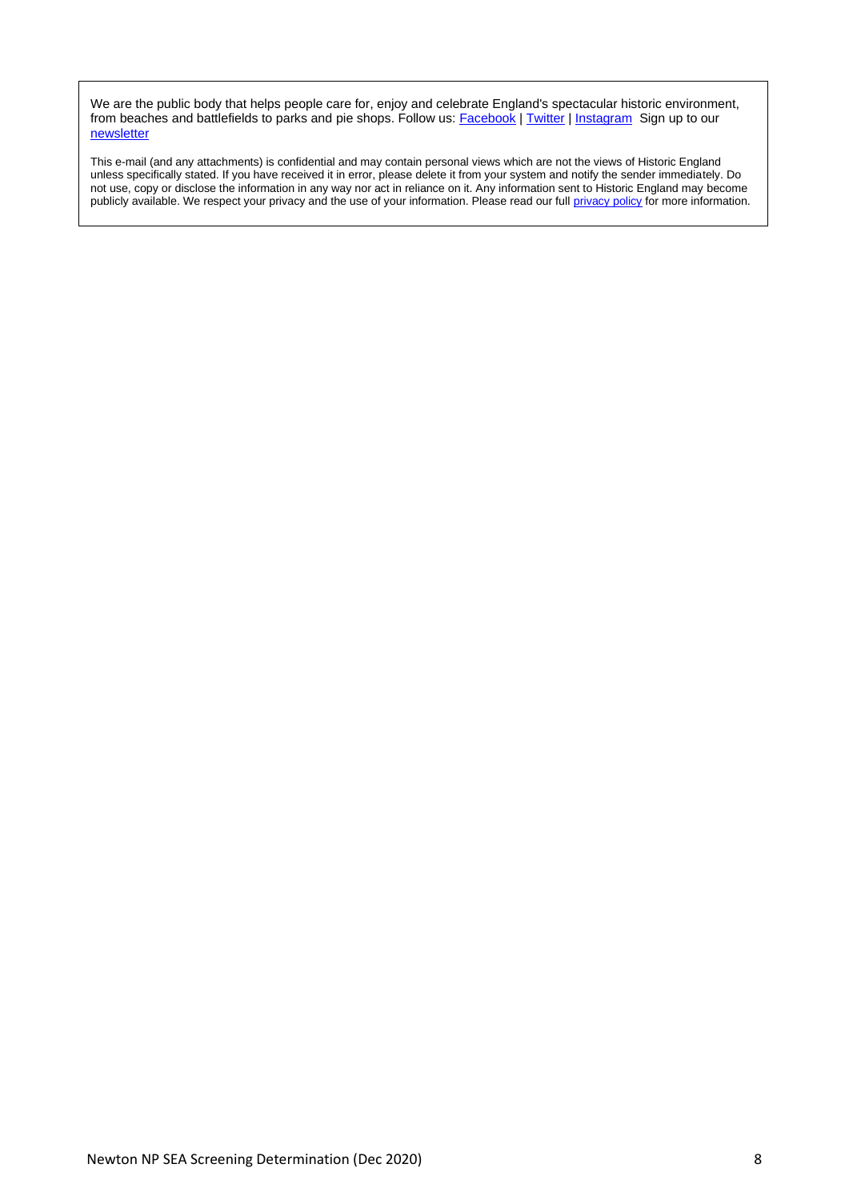We are the public body that helps people care for, enjoy and celebrate England's spectacular historic environment, from beaches and battlefields to parks and pie shops. Follow us: Facebook | Twitter | Instagram Sign up to our newsletter

This e-mail (and any attachments) is confidential and may contain personal views which are not the views of Historic England unless specifically stated. If you have received it in error, please delete it from your system and notify the sender immediately. Do not use, copy or disclose the information in any way nor act in reliance on it. Any information sent to Historic England may become publicly available. We respect your privacy and the use of your information. Please read our full privacy policy for more information.